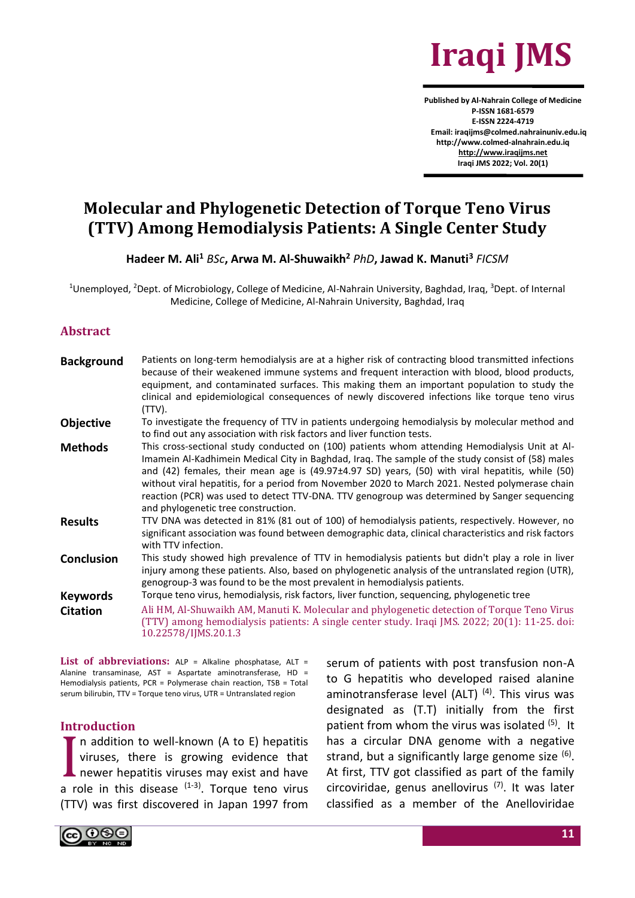# Molecular and Phylogenetic Detection of Torque Teno Virus (TTV) Among Hemodialysis Patients: A Single Center Study

**Hadeer M. Ali**[1] *BSc*, **Arwa M. Al-Shuwaikh**[2] *PhD*, **Jawad K. Manuti**[3] *FICSM*

[1]Unemployed, [2]Dept. of Microbiology, College of Medicine, Al-Nahrain University, Baghdad, Iraq, [3]Dept. of Internal Medicine, College of Medicine, Al-Nahrain University, Baghdad, Iraq

## Abstract

**Background** Patients on long-term hemodialysis are at a higher risk of contracting blood transmitted infections because of their weakened immune systems and frequent interaction with blood, blood products, equipment, and contaminated surfaces. This making them an important population to study the clinical and epidemiological consequences of newly discovered infections like torque teno virus (TTV).

**Objective** To investigate the frequency of TTV in patients undergoing hemodialysis by molecular method and to find out any association with risk factors and liver function tests.

**Methods** This cross-sectional study conducted on (100) patients whom attending Hemodialysis Unit at Al-Imamein Al-Kadhimein Medical City in Baghdad, Iraq. The sample of the study consist of (58) males and (42) females, their mean age is (49.97±4.97 SD) years, (50) with viral hepatitis, while (50) without viral hepatitis, for a period from November 2020 to March 2021. Nested polymerase chain reaction (PCR) was used to detect TTV-DNA. TTV genogroup was determined by Sanger sequencing and phylogenetic tree construction.

**Results** TTV DNA was detected in 81% (81 out of 100) of hemodialysis patients, respectively. However, no significant association was found between demographic data, clinical characteristics and risk factors with TTV infection.

**Conclusion** This study showed high prevalence of TTV in hemodialysis patients but didn't play a role in liver injury among these patients. Also, based on phylogenetic analysis of the untranslated region (UTR), genogroup-3 was found to be the most prevalent in hemodialysis patients.

**Keywords** Torque teno virus, hemodialysis, risk factors, liver function, sequencing, phylogenetic tree

**Citation** Ali HM, Al-Shuwaikh AM, Manuti K. Molecular and phylogenetic detection of Torque Teno Virus (TTV) among hemodialysis patients: A single center study. Iraqi JMS. 2022; 20(1): 11-25. doi: 10.22578/IJMS.20.1.3

**List of abbreviations:** ALP = Alkaline phosphatase, ALT = Alanine transaminase, AST = Aspartate aminotransferase, HD = Hemodialysis patients, PCR = Polymerase chain reaction, TSB = Total serum bilirubin, TTV = Torque teno virus, UTR = Untranslated region

## Introduction

In addition to well-known (A to E) hepatitis viruses, there is growing evidence that newer hepatitis viruses may exist and have a role in this disease [1-3]. Torque teno virus (TTV) was first discovered in Japan 1997 from serum of patients with post transfusion non-A to G hepatitis who developed raised alanine aminotransferase level (ALT) [4]. This virus was designated as (T.T) initially from the first patient from whom the virus was isolated [5]. It has a circular DNA genome with a negative strand, but a significantly large genome size [6]. At first, TTV got classified as part of the family circoviridae, genus anellovirus [7]. It was later classified as a member of the Anelloviridae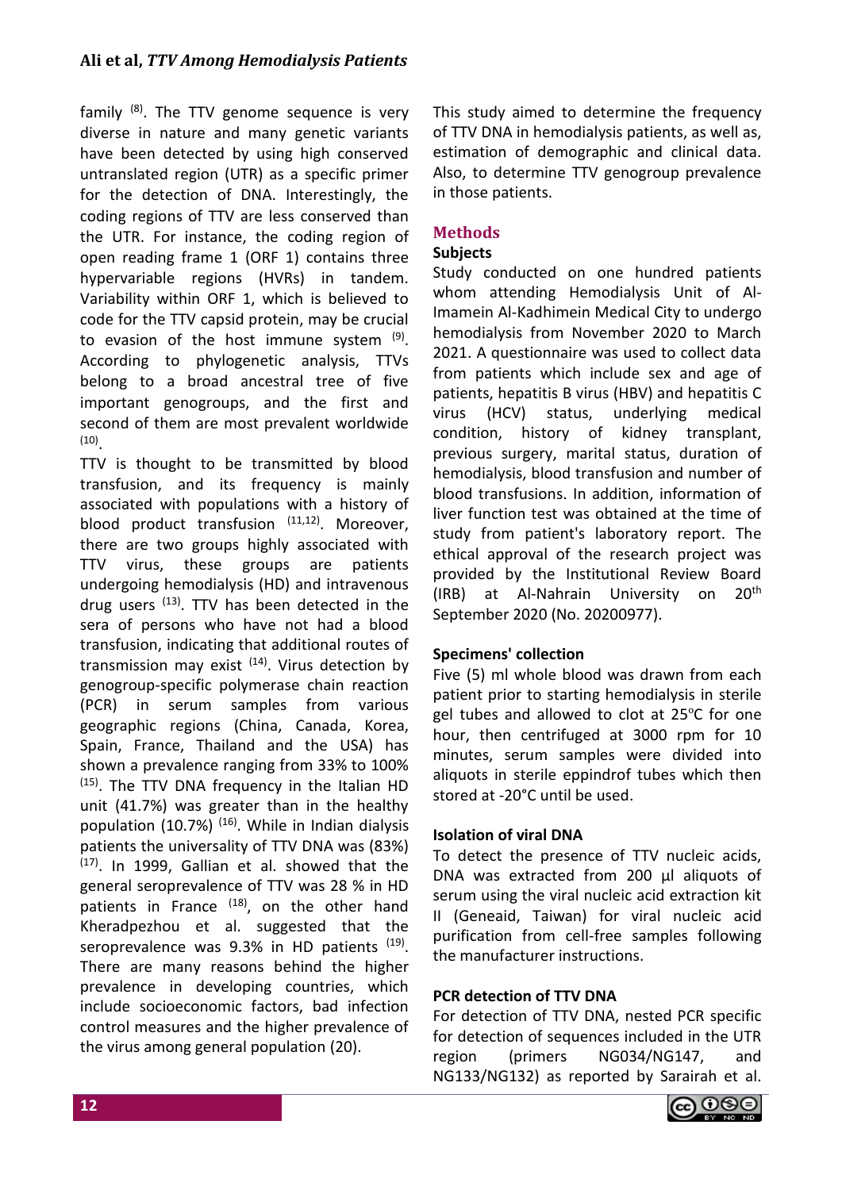family [8]. The TTV genome sequence is very diverse in nature and many genetic variants have been detected by using high conserved untranslated region (UTR) as a specific primer for the detection of DNA. Interestingly, the coding regions of TTV are less conserved than the UTR. For instance, the coding region of open reading frame 1 (ORF 1) contains three hypervariable regions (HVRs) in tandem. Variability within ORF 1, which is believed to code for the TTV capsid protein, may be crucial to evasion of the host immune system [9]. According to phylogenetic analysis, TTVs belong to a broad ancestral tree of five important genogroups, and the first and second of them are most prevalent worldwide [10].

TTV is thought to be transmitted by blood transfusion, and its frequency is mainly associated with populations with a history of blood product transfusion [11,12]. Moreover, there are two groups highly associated with TTV virus, these groups are patients undergoing hemodialysis (HD) and intravenous drug users [13]. TTV has been detected in the sera of persons who have not had a blood transfusion, indicating that additional routes of transmission may exist [14]. Virus detection by genogroup-specific polymerase chain reaction (PCR) in serum samples from various geographic regions (China, Canada, Korea, Spain, France, Thailand and the USA) has shown a prevalence ranging from 33% to 100% [15]. The TTV DNA frequency in the Italian HD unit (41.7%) was greater than in the healthy population (10.7%) [16]. While in Indian dialysis patients the universality of TTV DNA was (83%) [17]. In 1999, Gallian et al. showed that the general seroprevalence of TTV was 28 % in HD patients in France [18], on the other hand Kheradpezhou et al. suggested that the seroprevalence was 9.3% in HD patients [19]. There are many reasons behind the higher prevalence in developing countries, which include socioeconomic factors, bad infection control measures and the higher prevalence of the virus among general population (20).

This study aimed to determine the frequency of TTV DNA in hemodialysis patients, as well as, estimation of demographic and clinical data. Also, to determine TTV genogroup prevalence in those patients.

## Methods

### Subjects

Study conducted on one hundred patients whom attending Hemodialysis Unit of Al-Imamein Al-Kadhimein Medical City to undergo hemodialysis from November 2020 to March 2021. A questionnaire was used to collect data from patients which include sex and age of patients, hepatitis B virus (HBV) and hepatitis C virus (HCV) status, underlying medical condition, history of kidney transplant, previous surgery, marital status, duration of hemodialysis, blood transfusion and number of blood transfusions. In addition, information of liver function test was obtained at the time of study from patient's laboratory report. The ethical approval of the research project was provided by the Institutional Review Board (IRB) at Al-Nahrain University on 20th September 2020 (No. 20200977).

### Specimens' collection

Five (5) ml whole blood was drawn from each patient prior to starting hemodialysis in sterile gel tubes and allowed to clot at 25°C for one hour, then centrifuged at 3000 rpm for 10 minutes, serum samples were divided into aliquots in sterile eppindrof tubes which then stored at -20°C until be used.

### Isolation of viral DNA

To detect the presence of TTV nucleic acids, DNA was extracted from 200 µl aliquots of serum using the viral nucleic acid extraction kit II (Geneaid, Taiwan) for viral nucleic acid purification from cell-free samples following the manufacturer instructions.

### PCR detection of TTV DNA

For detection of TTV DNA, nested PCR specific for detection of sequences included in the UTR region (primers NG034/NG147, and NG133/NG132) as reported by Sarairah et al.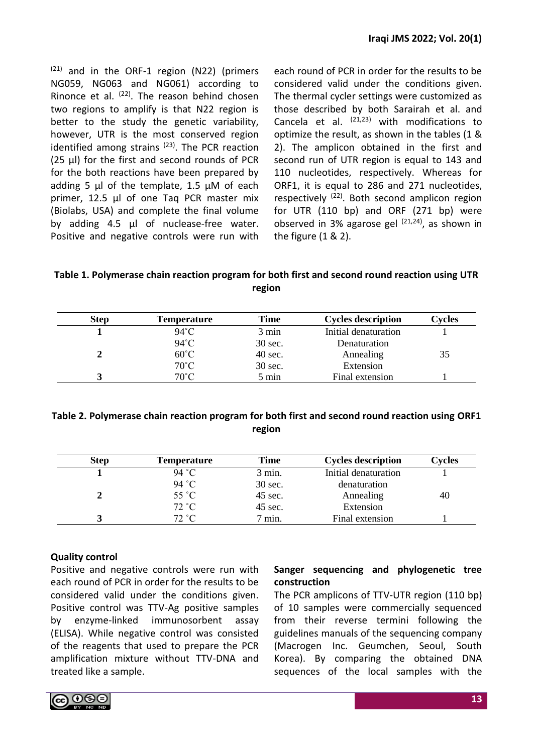[21] and in the ORF-1 region (N22) (primers NG059, NG063 and NG061) according to Rinonce et al. [22]. The reason behind chosen two regions to amplify is that N22 region is better to the study the genetic variability, however, UTR is the most conserved region identified among strains [23]. The PCR reaction (25 µl) for the first and second rounds of PCR for the both reactions have been prepared by adding 5 µl of the template, 1.5 µM of each primer, 12.5 µl of one Taq PCR master mix (Biolabs, USA) and complete the final volume by adding 4.5 µl of nuclease-free water. Positive and negative controls were run with each round of PCR in order for the results to be considered valid under the conditions given. The thermal cycler settings were customized as those described by both Sarairah et al. and Cancela et al. [21,23] with modifications to optimize the result, as shown in the tables (1 & 2). The amplicon obtained in the first and second run of UTR region is equal to 143 and 110 nucleotides, respectively. Whereas for ORF1, it is equal to 286 and 271 nucleotides, respectively [22]. Both second amplicon region for UTR (110 bp) and ORF (271 bp) were observed in 3% agarose gel [21,24], as shown in the figure (1 & 2).

**Table 1. Polymerase chain reaction program for both first and second round reaction using UTR region**

| Step | Temperature | Time | Cycles description | Cycles |
|---|---|---|---|---|
| 1 | 94˚C | 3 min | Initial denaturation | 1 |
| | 94˚C | 30 sec. | Denaturation | |
| 2 | 60˚C | 40 sec. | Annealing | 35 |
| | 70˚C | 30 sec. | Extension | |
| 3 | 70˚C | 5 min | Final extension | 1 |

**Table 2. Polymerase chain reaction program for both first and second round reaction using ORF1 region**

| Step | Temperature | Time | Cycles description | Cycles |
|---|---|---|---|---|
| 1 | 94 ˚C | 3 min. | Initial denaturation | 1 |
| | 94 ˚C | 30 sec. | denaturation | |
| 2 | 55 ˚C | 45 sec. | Annealing | 40 |
| | 72 ˚C | 45 sec. | Extension | |
| 3 | 72 ˚C | 7 min. | Final extension | 1 |

**Quality control**

Positive and negative controls were run with each round of PCR in order for the results to be considered valid under the conditions given. Positive control was TTV-Ag positive samples by enzyme-linked immunosorbent assay (ELISA). While negative control was consisted of the reagents that used to prepare the PCR amplification mixture without TTV-DNA and treated like a sample.

**Sanger sequencing and phylogenetic tree construction**

The PCR amplicons of TTV-UTR region (110 bp) of 10 samples were commercially sequenced from their reverse termini following the guidelines manuals of the sequencing company (Macrogen Inc. Geumchen, Seoul, South Korea). By comparing the obtained DNA sequences of the local samples with the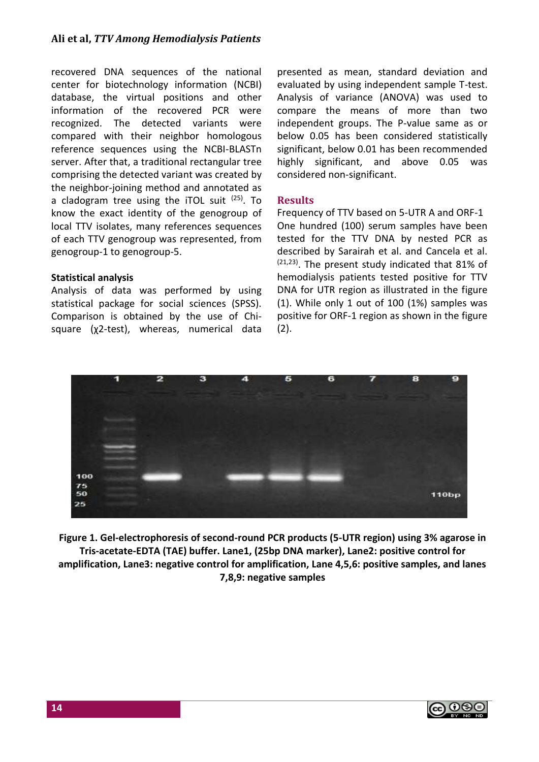recovered DNA sequences of the national center for biotechnology information (NCBI) database, the virtual positions and other information of the recovered PCR were recognized. The detected variants were compared with their neighbor homologous reference sequences using the NCBI-BLASTn server. After that, a traditional rectangular tree comprising the detected variant was created by the neighbor-joining method and annotated as a cladogram tree using the iTOL suit [25]. To know the exact identity of the genogroup of local TTV isolates, many references sequences of each TTV genogroup was represented, from genogroup-1 to genogroup-5.

### Statistical analysis

Analysis of data was performed by using statistical package for social sciences (SPSS). Comparison is obtained by the use of Chi-square ($\chi2$-test), whereas, numerical data presented as mean, standard deviation and evaluated by using independent sample T-test. Analysis of variance (ANOVA) was used to compare the means of more than two independent groups. The P-value same as or below 0.05 has been considered statistically significant, below 0.01 has been recommended highly significant, and above 0.05 was considered non-significant.

## Results

Frequency of TTV based on 5-UTR A and ORF-1

One hundred (100) serum samples have been tested for the TTV DNA by nested PCR as described by Sarairah et al. and Cancela et al. [21,23]. The present study indicated that 81% of hemodialysis patients tested positive for TTV DNA for UTR region as illustrated in the figure (1). While only 1 out of 100 (1%) samples was positive for ORF-1 region as shown in the figure (2).

**Figure 1. Gel-electrophoresis of second-round PCR products (5-UTR region) using 3% agarose in Tris-acetate-EDTA (TAE) buffer. Lane1, (25bp DNA marker), Lane2: positive control for amplification, Lane3: negative control for amplification, Lane 4,5,6: positive samples, and lanes 7,8,9: negative samples**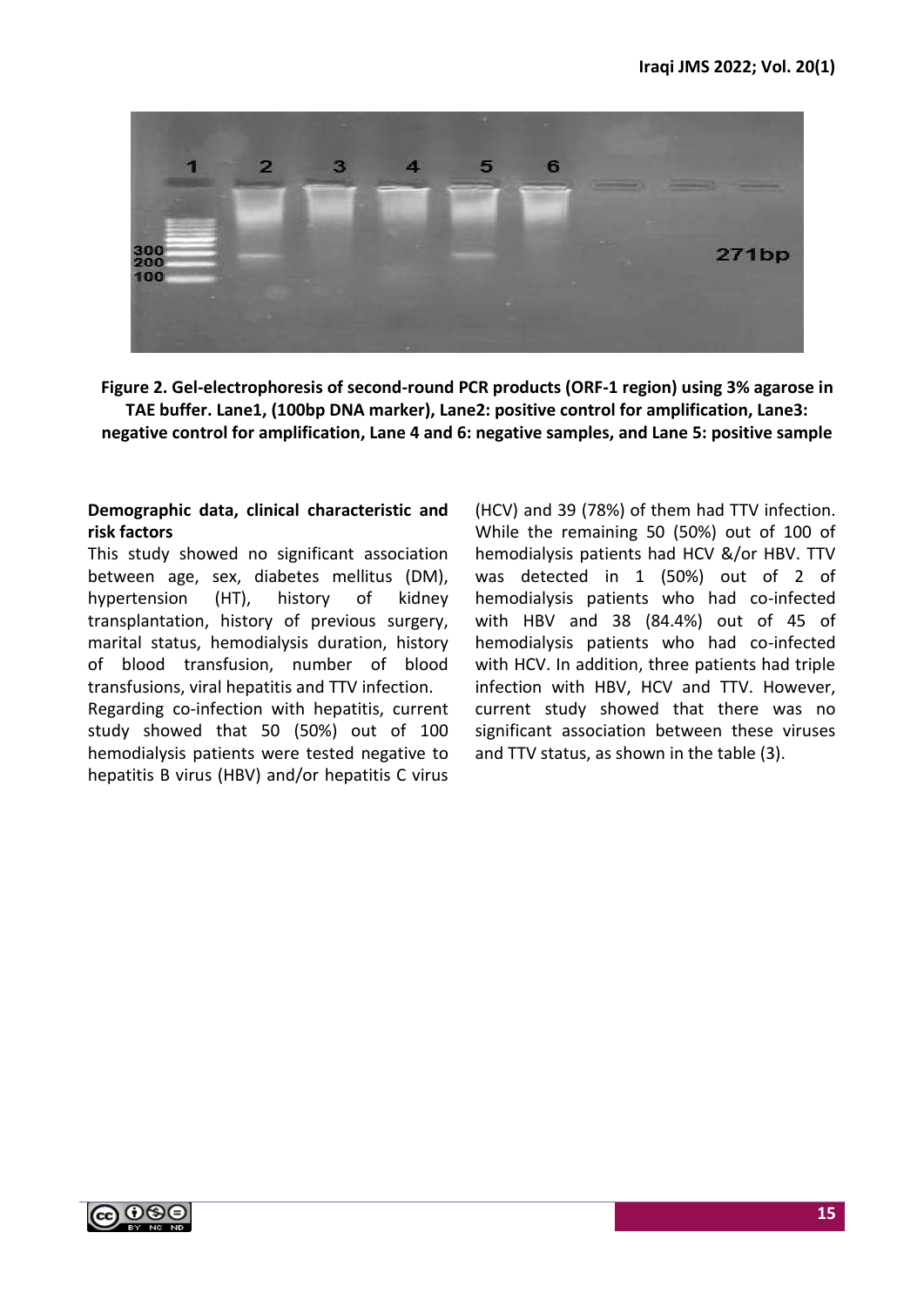**Figure 2. Gel-electrophoresis of second-round PCR products (ORF-1 region) using 3% agarose in TAE buffer. Lane1, (100bp DNA marker), Lane2: positive control for amplification, Lane3: negative control for amplification, Lane 4 and 6: negative samples, and Lane 5: positive sample**

**Demographic data, clinical characteristic and risk factors**

This study showed no significant association between age, sex, diabetes mellitus (DM), hypertension (HT), history of kidney transplantation, history of previous surgery, marital status, hemodialysis duration, history of blood transfusion, number of blood transfusions, viral hepatitis and TTV infection.

Regarding co-infection with hepatitis, current study showed that 50 (50%) out of 100 hemodialysis patients were tested negative to hepatitis B virus (HBV) and/or hepatitis C virus (HCV) and 39 (78%) of them had TTV infection. While the remaining 50 (50%) out of 100 of hemodialysis patients had HCV &/or HBV. TTV was detected in 1 (50%) out of 2 of hemodialysis patients who had co-infected with HBV and 38 (84.4%) out of 45 of hemodialysis patients who had co-infected with HCV. In addition, three patients had triple infection with HBV, HCV and TTV. However, current study showed that there was no significant association between these viruses and TTV status, as shown in the table (3).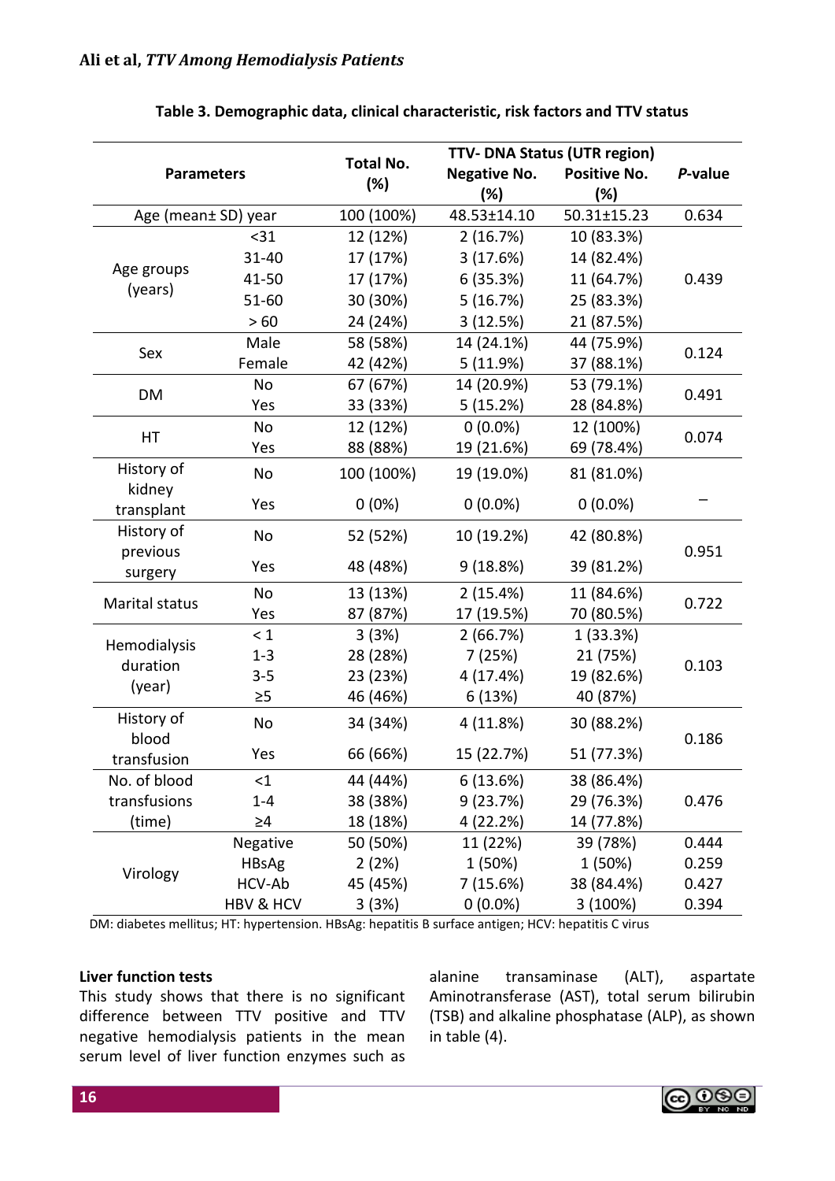**Table 3. Demographic data, clinical characteristic, risk factors and TTV status**

| Parameters | | Total No. (%) | TTV- DNA Status (UTR region) | | *P*-value |
|---|---|---|---|---|---|
| | | | Negative No. (%) | Positive No. (%) | |
| Age (mean± SD) year | | 100 (100%) | 48.53±14.10 | 50.31±15.23 | 0.634 |
| Age groups (years) | <31 | 12 (12%) | 2 (16.7%) | 10 (83.3%) | 0.439 |
| | 31-40 | 17 (17%) | 3 (17.6%) | 14 (82.4%) | |
| | 41-50 | 17 (17%) | 6 (35.3%) | 11 (64.7%) | |
| | 51-60 | 30 (30%) | 5 (16.7%) | 25 (83.3%) | |
| | > 60 | 24 (24%) | 3 (12.5%) | 21 (87.5%) | |
| Sex | Male | 58 (58%) | 14 (24.1%) | 44 (75.9%) | 0.124 |
| | Female | 42 (42%) | 5 (11.9%) | 37 (88.1%) | |
| DM | No | 67 (67%) | 14 (20.9%) | 53 (79.1%) | 0.491 |
| | Yes | 33 (33%) | 5 (15.2%) | 28 (84.8%) | |
| HT | No | 12 (12%) | 0 (0.0%) | 12 (100%) | 0.074 |
| | Yes | 88 (88%) | 19 (21.6%) | 69 (78.4%) | |
| History of kidney transplant | No | 100 (100%) | 19 (19.0%) | 81 (81.0%) | – |
| | Yes | 0 (0%) | 0 (0.0%) | 0 (0.0%) | |
| History of previous surgery | No | 52 (52%) | 10 (19.2%) | 42 (80.8%) | 0.951 |
| | Yes | 48 (48%) | 9 (18.8%) | 39 (81.2%) | |
| Marital status | No | 13 (13%) | 2 (15.4%) | 11 (84.6%) | 0.722 |
| | Yes | 87 (87%) | 17 (19.5%) | 70 (80.5%) | |
| Hemodialysis duration (year) | < 1 | 3 (3%) | 2 (66.7%) | 1 (33.3%) | 0.103 |
| | 1-3 | 28 (28%) | 7 (25%) | 21 (75%) | |
| | 3-5 | 23 (23%) | 4 (17.4%) | 19 (82.6%) | |
| | ≥5 | 46 (46%) | 6 (13%) | 40 (87%) | |
| History of blood transfusion | No | 34 (34%) | 4 (11.8%) | 30 (88.2%) | 0.186 |
| | Yes | 66 (66%) | 15 (22.7%) | 51 (77.3%) | |
| No. of blood transfusions (time) | <1 | 44 (44%) | 6 (13.6%) | 38 (86.4%) | 0.476 |
| | 1-4 | 38 (38%) | 9 (23.7%) | 29 (76.3%) | |
| | ≥4 | 18 (18%) | 4 (22.2%) | 14 (77.8%) | |
| Virology | Negative | 50 (50%) | 11 (22%) | 39 (78%) | 0.444 |
| | HBsAg | 2 (2%) | 1 (50%) | 1 (50%) | 0.259 |
| | HCV-Ab | 45 (45%) | 7 (15.6%) | 38 (84.4%) | 0.427 |
| | HBV & HCV | 3 (3%) | 0 (0.0%) | 3 (100%) | 0.394 |

DM: diabetes mellitus; HT: hypertension. HBsAg: hepatitis B surface antigen; HCV: hepatitis C virus

**Liver function tests**

This study shows that there is no significant difference between TTV positive and TTV negative hemodialysis patients in the mean serum level of liver function enzymes such as alanine transaminase (ALT), aspartate Aminotransferase (AST), total serum bilirubin (TSB) and alkaline phosphatase (ALP), as shown in table (4).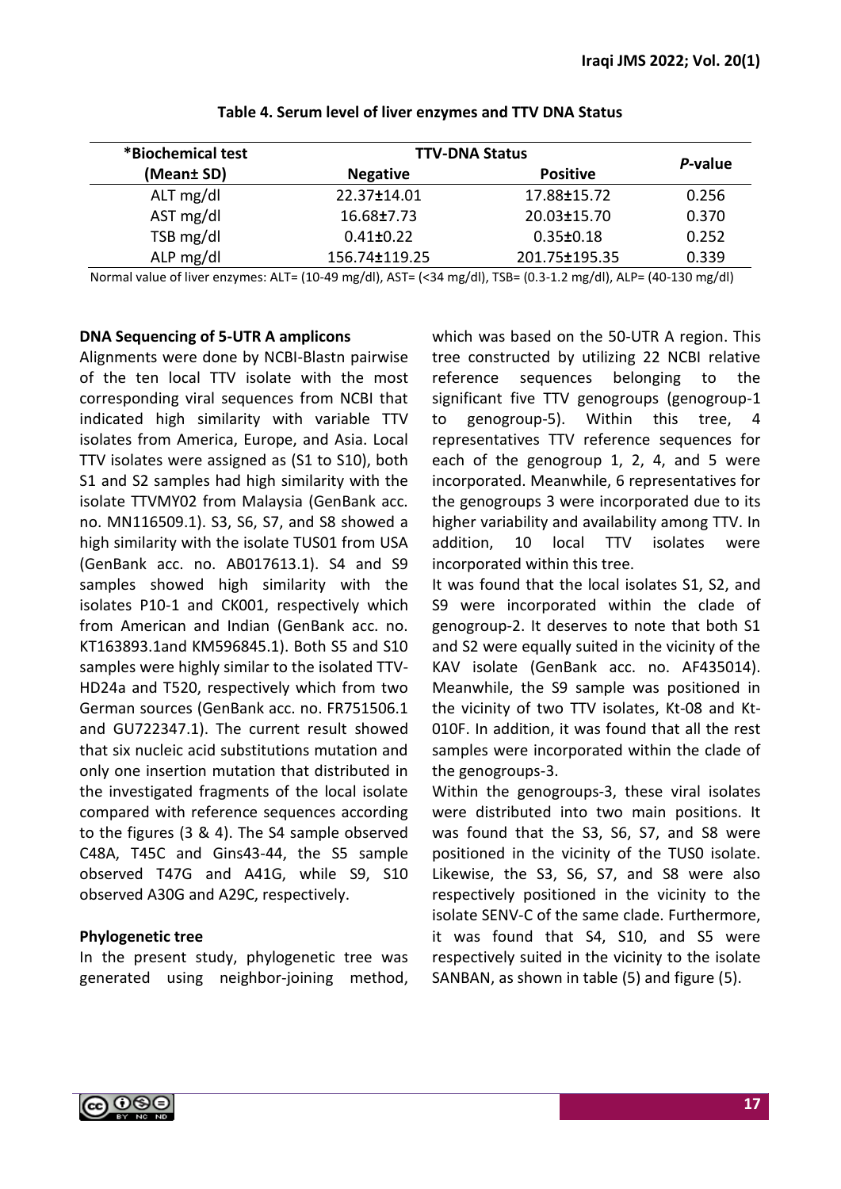**Table 4. Serum level of liver enzymes and TTV DNA Status**

| *Biochemical test (Mean± SD) | TTV-DNA Status | | P-value |
|---|---|---|---|
| | Negative | Positive | |
| ALT mg/dl | 22.37±14.01 | 17.88±15.72 | 0.256 |
| AST mg/dl | 16.68±7.73 | 20.03±15.70 | 0.370 |
| TSB mg/dl | 0.41±0.22 | 0.35±0.18 | 0.252 |
| ALP mg/dl | 156.74±119.25 | 201.75±195.35 | 0.339 |

Normal value of liver enzymes: ALT= (10-49 mg/dl), AST= (<34 mg/dl), TSB= (0.3-1.2 mg/dl), ALP= (40-130 mg/dl)

### DNA Sequencing of 5-UTR A amplicons

Alignments were done by NCBI-Blastn pairwise of the ten local TTV isolate with the most corresponding viral sequences from NCBI that indicated high similarity with variable TTV isolates from America, Europe, and Asia. Local TTV isolates were assigned as (S1 to S10), both S1 and S2 samples had high similarity with the isolate TTVMY02 from Malaysia (GenBank acc. no. MN116509.1). S3, S6, S7, and S8 showed a high similarity with the isolate TUS01 from USA (GenBank acc. no. AB017613.1). S4 and S9 samples showed high similarity with the isolates P10-1 and CK001, respectively which from American and Indian (GenBank acc. no. KT163893.1and KM596845.1). Both S5 and S10 samples were highly similar to the isolated TTV-HD24a and T520, respectively which from two German sources (GenBank acc. no. FR751506.1 and GU722347.1). The current result showed that six nucleic acid substitutions mutation and only one insertion mutation that distributed in the investigated fragments of the local isolate compared with reference sequences according to the figures (3 & 4). The S4 sample observed C48A, T45C and Gins43-44, the S5 sample observed T47G and A41G, while S9, S10 observed A30G and A29C, respectively.

### Phylogenetic tree

In the present study, phylogenetic tree was generated using neighbor-joining method, which was based on the 50-UTR A region. This tree constructed by utilizing 22 NCBI relative reference sequences belonging to the significant five TTV genogroups (genogroup-1 to genogroup-5). Within this tree, 4 representatives TTV reference sequences for each of the genogroup 1, 2, 4, and 5 were incorporated. Meanwhile, 6 representatives for the genogroups 3 were incorporated due to its higher variability and availability among TTV. In addition, 10 local TTV isolates were incorporated within this tree.

It was found that the local isolates S1, S2, and S9 were incorporated within the clade of genogroup-2. It deserves to note that both S1 and S2 were equally suited in the vicinity of the KAV isolate (GenBank acc. no. AF435014). Meanwhile, the S9 sample was positioned in the vicinity of two TTV isolates, Kt-08 and Kt-010F. In addition, it was found that all the rest samples were incorporated within the clade of the genogroups-3.

Within the genogroups-3, these viral isolates were distributed into two main positions. It was found that the S3, S6, S7, and S8 were positioned in the vicinity of the TUS0 isolate. Likewise, the S3, S6, S7, and S8 were also respectively positioned in the vicinity to the isolate SENV-C of the same clade. Furthermore, it was found that S4, S10, and S5 were respectively suited in the vicinity to the isolate SANBAN, as shown in table (5) and figure (5).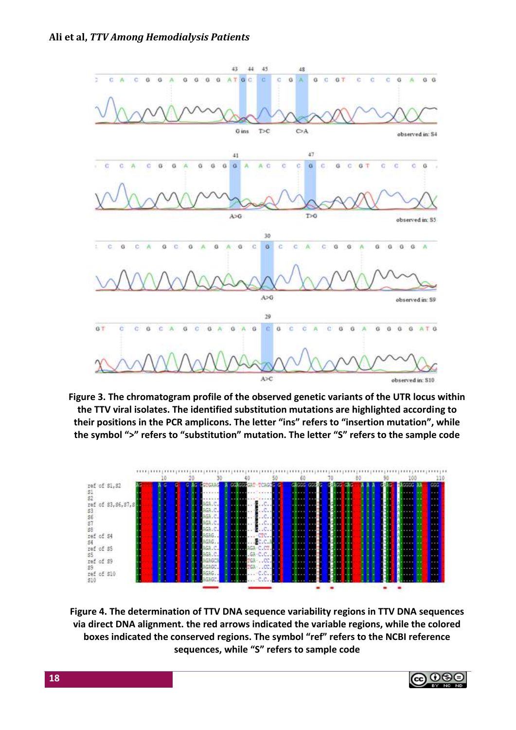**Figure 3. The chromatogram profile of the observed genetic variants of the UTR locus within the TTV viral isolates. The identified substitution mutations are highlighted according to their positions in the PCR amplicons. The letter "ins" refers to "insertion mutation", while the symbol ">" refers to "substitution" mutation. The letter "S" refers to the sample code**

**Figure 4. The determination of TTV DNA sequence variability regions in TTV DNA sequences via direct DNA alignment. the red arrows indicated the variable regions, while the colored boxes indicated the conserved regions. The symbol "ref" refers to the NCBI reference sequences, while "S" refers to sample code**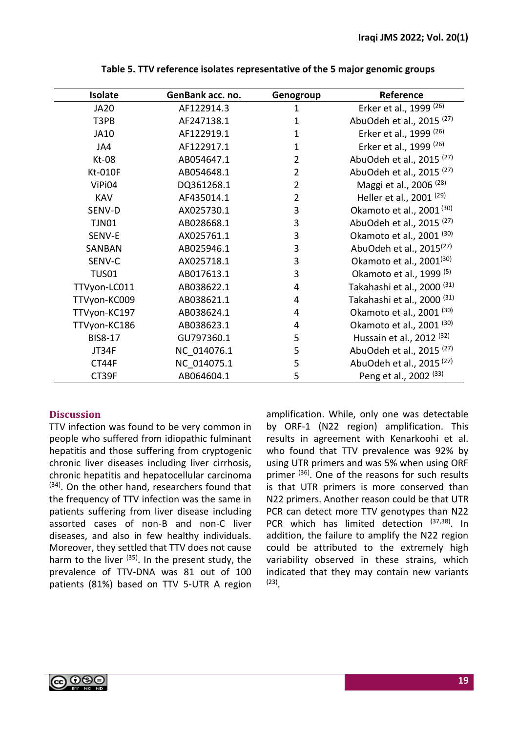**Table 5. TTV reference isolates representative of the 5 major genomic groups**

| Isolate | GenBank acc. no. | Genogroup | Reference |
|---|---|---|---|
| JA20 | AF122914.3 | 1 | Erker et al., 1999 [26] |
| T3PB | AF247138.1 | 1 | AbuOdeh et al., 2015 [27] |
| JA10 | AF122919.1 | 1 | Erker et al., 1999 [26] |
| JA4 | AF122917.1 | 1 | Erker et al., 1999 [26] |
| Kt-08 | AB054647.1 | 2 | AbuOdeh et al., 2015 [27] |
| Kt-010F | AB054648.1 | 2 | AbuOdeh et al., 2015 [27] |
| ViPi04 | DQ361268.1 | 2 | Maggi et al., 2006 [28] |
| KAV | AF435014.1 | 2 | Heller et al., 2001 [29] |
| SENV-D | AX025730.1 | 3 | Okamoto et al., 2001 [30] |
| TJN01 | AB028668.1 | 3 | AbuOdeh et al., 2015 [27] |
| SENV-E | AX025761.1 | 3 | Okamoto et al., 2001 [30] |
| SANBAN | AB025946.1 | 3 | AbuOdeh et al., 2015[27] |
| SENV-C | AX025718.1 | 3 | Okamoto et al., 2001[30] |
| TUS01 | AB017613.1 | 3 | Okamoto et al., 1999 [5] |
| TTVyon-LC011 | AB038622.1 | 4 | Takahashi et al., 2000 [31] |
| TTVyon-KC009 | AB038621.1 | 4 | Takahashi et al., 2000 [31] |
| TTVyon-KC197 | AB038624.1 | 4 | Okamoto et al., 2001 [30] |
| TTVyon-KC186 | AB038623.1 | 4 | Okamoto et al., 2001 [30] |
| BIS8-17 | GU797360.1 | 5 | Hussain et al., 2012 [32] |
| JT34F | NC_014076.1 | 5 | AbuOdeh et al., 2015 [27] |
| CT44F | NC_014075.1 | 5 | AbuOdeh et al., 2015 [27] |
| CT39F | AB064604.1 | 5 | Peng et al., 2002 [33] |

## Discussion

TTV infection was found to be very common in people who suffered from idiopathic fulminant hepatitis and those suffering from cryptogenic chronic liver diseases including liver cirrhosis, chronic hepatitis and hepatocellular carcinoma [34]. On the other hand, researchers found that the frequency of TTV infection was the same in patients suffering from liver disease including assorted cases of non-B and non-C liver diseases, and also in few healthy individuals. Moreover, they settled that TTV does not cause harm to the liver [35]. In the present study, the prevalence of TTV-DNA was 81 out of 100 patients (81%) based on TTV 5-UTR A region amplification. While, only one was detectable by ORF-1 (N22 region) amplification. This results in agreement with Kenarkoohi et al. who found that TTV prevalence was 92% by using UTR primers and was 5% when using ORF primer [36]. One of the reasons for such results is that UTR primers is more conserved than N22 primers. Another reason could be that UTR PCR can detect more TTV genotypes than N22 PCR which has limited detection [37,38]. In addition, the failure to amplify the N22 region could be attributed to the extremely high variability observed in these strains, which indicated that they may contain new variants [23].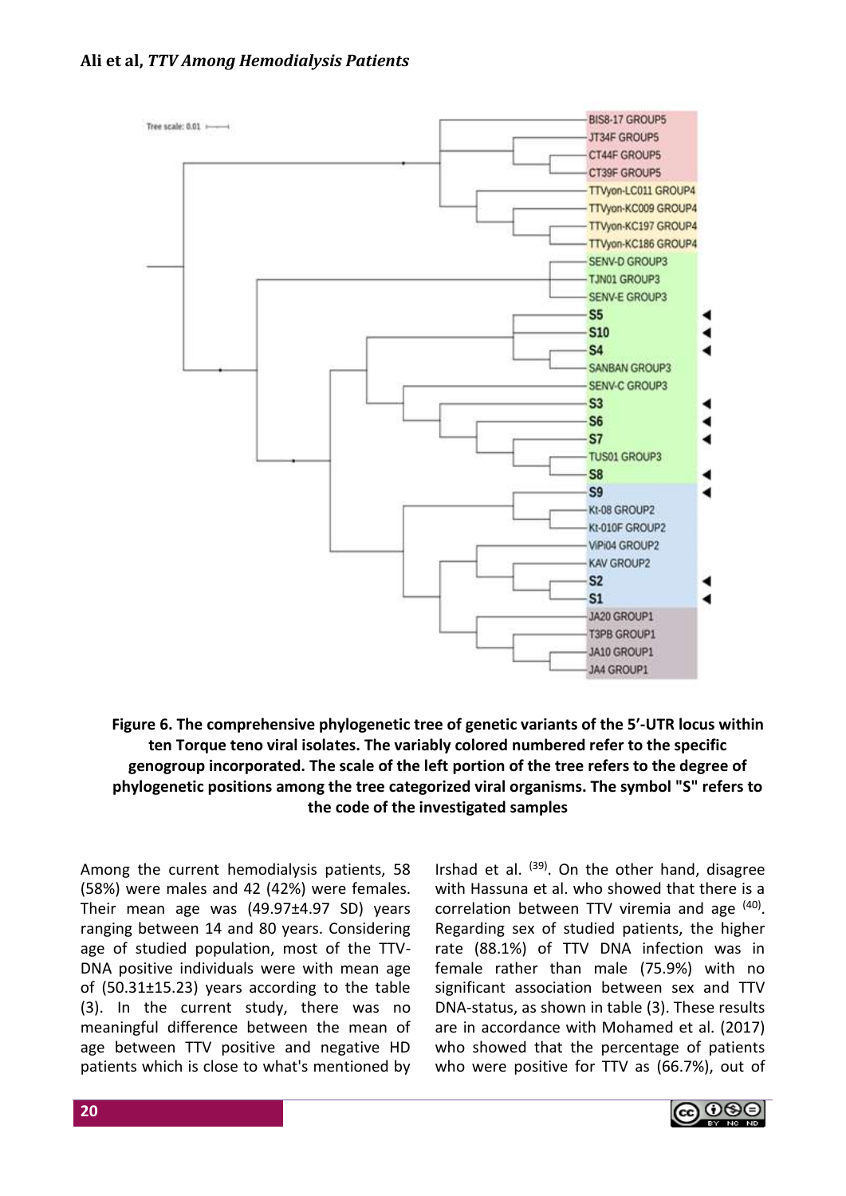**Figure 6. The comprehensive phylogenetic tree of genetic variants of the 5'-UTR locus within ten Torque teno viral isolates. The variably colored numbered refer to the specific genogroup incorporated. The scale of the left portion of the tree refers to the degree of phylogenetic positions among the tree categorized viral organisms. The symbol "S" refers to the code of the investigated samples**

Among the current hemodialysis patients, 58 (58%) were males and 42 (42%) were females. Their mean age was (49.97±4.97 SD) years ranging between 14 and 80 years. Considering age of studied population, most of the TTV-DNA positive individuals were with mean age of (50.31±15.23) years according to the table (3). In the current study, there was no meaningful difference between the mean of age between TTV positive and negative HD patients which is close to what's mentioned by Irshad et al. [39]. On the other hand, disagree with Hassuna et al. who showed that there is a correlation between TTV viremia and age [40]. Regarding sex of studied patients, the higher rate (88.1%) of TTV DNA infection was in female rather than male (75.9%) with no significant association between sex and TTV DNA-status, as shown in table (3). These results are in accordance with Mohamed et al. (2017) who showed that the percentage of patients who were positive for TTV as (66.7%), out of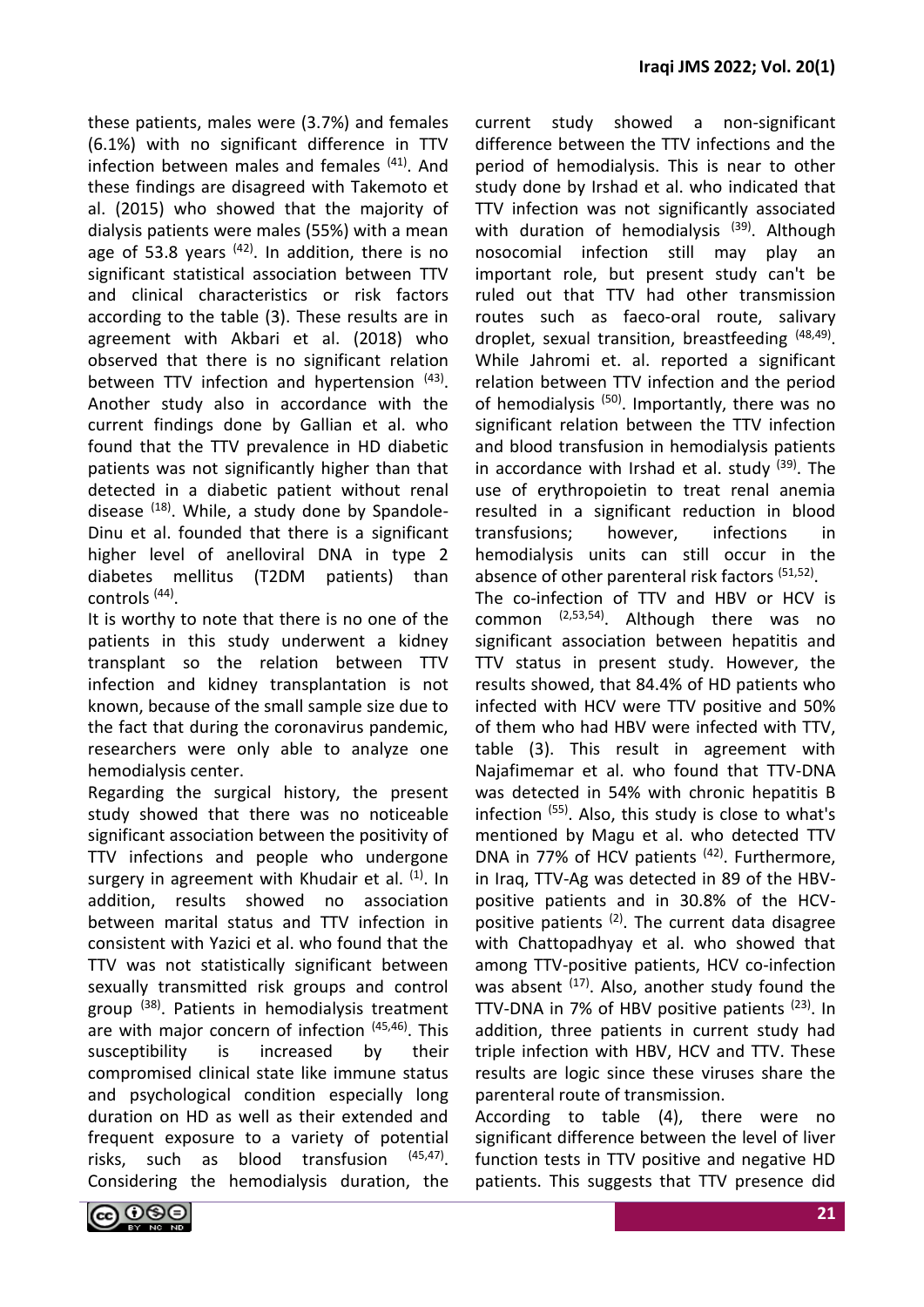these patients, males were (3.7%) and females (6.1%) with no significant difference in TTV infection between males and females [41]. And these findings are disagreed with Takemoto et al. (2015) who showed that the majority of dialysis patients were males (55%) with a mean age of 53.8 years [42]. In addition, there is no significant statistical association between TTV and clinical characteristics or risk factors according to the table (3). These results are in agreement with Akbari et al. (2018) who observed that there is no significant relation between TTV infection and hypertension [43]. Another study also in accordance with the current findings done by Gallian et al. who found that the TTV prevalence in HD diabetic patients was not significantly higher than that detected in a diabetic patient without renal disease [18]. While, a study done by Spandole-Dinu et al. founded that there is a significant higher level of anelloviral DNA in type 2 diabetes mellitus (T2DM patients) than controls [44].

It is worthy to note that there is no one of the patients in this study underwent a kidney transplant so the relation between TTV infection and kidney transplantation is not known, because of the small sample size due to the fact that during the coronavirus pandemic, researchers were only able to analyze one hemodialysis center.

Regarding the surgical history, the present study showed that there was no noticeable significant association between the positivity of TTV infections and people who undergone surgery in agreement with Khudair et al. [1]. In addition, results showed no association between marital status and TTV infection in consistent with Yazici et al. who found that the TTV was not statistically significant between sexually transmitted risk groups and control group [38]. Patients in hemodialysis treatment are with major concern of infection [45,46]. This susceptibility is increased by their compromised clinical state like immune status and psychological condition especially long duration on HD as well as their extended and frequent exposure to a variety of potential risks, such as blood transfusion [45,47]. Considering the hemodialysis duration, the current study showed a non-significant difference between the TTV infections and the period of hemodialysis. This is near to other study done by Irshad et al. who indicated that TTV infection was not significantly associated with duration of hemodialysis [39]. Although nosocomial infection still may play an important role, but present study can't be ruled out that TTV had other transmission routes such as faeco-oral route, salivary droplet, sexual transition, breastfeeding [48,49]. While Jahromi et. al. reported a significant relation between TTV infection and the period of hemodialysis [50]. Importantly, there was no significant relation between the TTV infection and blood transfusion in hemodialysis patients in accordance with Irshad et al. study [39]. The use of erythropoietin to treat renal anemia resulted in a significant reduction in blood transfusions; however, infections in hemodialysis units can still occur in the absence of other parenteral risk factors [51,52].

The co-infection of TTV and HBV or HCV is common [2,53,54]. Although there was no significant association between hepatitis and TTV status in present study. However, the results showed, that 84.4% of HD patients who infected with HCV were TTV positive and 50% of them who had HBV were infected with TTV, table (3). This result in agreement with Najafimemar et al. who found that TTV-DNA was detected in 54% with chronic hepatitis B infection [55]. Also, this study is close to what's mentioned by Magu et al. who detected TTV DNA in 77% of HCV patients [42]. Furthermore, in Iraq, TTV-Ag was detected in 89 of the HBV-positive patients and in 30.8% of the HCV-positive patients [2]. The current data disagree with Chattopadhyay et al. who showed that among TTV-positive patients, HCV co-infection was absent [17]. Also, another study found the TTV-DNA in 7% of HBV positive patients [23]. In addition, three patients in current study had triple infection with HBV, HCV and TTV. These results are logic since these viruses share the parenteral route of transmission.

According to table (4), there were no significant difference between the level of liver function tests in TTV positive and negative HD patients. This suggests that TTV presence did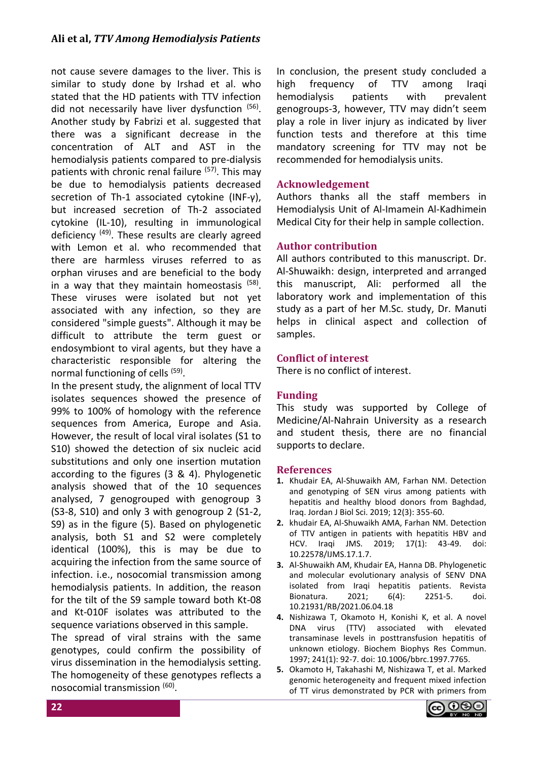not cause severe damages to the liver. This is similar to study done by Irshad et al. who stated that the HD patients with TTV infection did not necessarily have liver dysfunction [56]. Another study by Fabrizi et al. suggested that there was a significant decrease in the concentration of ALT and AST in the hemodialysis patients compared to pre-dialysis patients with chronic renal failure [57]. This may be due to hemodialysis patients decreased secretion of Th-1 associated cytokine (INF-γ), but increased secretion of Th-2 associated cytokine (IL-10), resulting in immunological deficiency [49]. These results are clearly agreed with Lemon et al. who recommended that there are harmless viruses referred to as orphan viruses and are beneficial to the body in a way that they maintain homeostasis [58]. These viruses were isolated but not yet associated with any infection, so they are considered "simple guests". Although it may be difficult to attribute the term guest or endosymbiont to viral agents, but they have a characteristic responsible for altering the normal functioning of cells [59].

In the present study, the alignment of local TTV isolates sequences showed the presence of 99% to 100% of homology with the reference sequences from America, Europe and Asia. However, the result of local viral isolates (S1 to S10) showed the detection of six nucleic acid substitutions and only one insertion mutation according to the figures (3 & 4). Phylogenetic analysis showed that of the 10 sequences analysed, 7 genogrouped with genogroup 3 (S3-8, S10) and only 3 with genogroup 2 (S1-2, S9) as in the figure (5). Based on phylogenetic analysis, both S1 and S2 were completely identical (100%), this is may be due to acquiring the infection from the same source of infection. i.e., nosocomial transmission among hemodialysis patients. In addition, the reason for the tilt of the S9 sample toward both Kt-08 and Kt-010F isolates was attributed to the sequence variations observed in this sample.

The spread of viral strains with the same genotypes, could confirm the possibility of virus dissemination in the hemodialysis setting. The homogeneity of these genotypes reflects a nosocomial transmission [60].

In conclusion, the present study concluded a high frequency of TTV among Iraqi hemodialysis patients with prevalent genogroups-3, however, TTV may didn't seem play a role in liver injury as indicated by liver function tests and therefore at this time mandatory screening for TTV may not be recommended for hemodialysis units.

## Acknowledgement

Authors thanks all the staff members in Hemodialysis Unit of Al-Imamein Al-Kadhimein Medical City for their help in sample collection.

## Author contribution

All authors contributed to this manuscript. Dr. Al-Shuwaikh: design, interpreted and arranged this manuscript, Ali: performed all the laboratory work and implementation of this study as a part of her M.Sc. study, Dr. Manuti helps in clinical aspect and collection of samples.

## Conflict of interest

There is no conflict of interest.

## Funding

This study was supported by College of Medicine/Al-Nahrain University as a research and student thesis, there are no financial supports to declare.

## References

1. Khudair EA, Al-Shuwaikh AM, Farhan NM. Detection and genotyping of SEN virus among patients with hepatitis and healthy blood donors from Baghdad, Iraq. Jordan J Biol Sci. 2019; 12(3): 355-60.
2. khudair EA, Al-Shuwaikh AMA, Farhan NM. Detection of TTV antigen in patients with hepatitis HBV and HCV. Iraqi JMS. 2019; 17(1): 43-49. doi: 10.22578/IJMS.17.1.7.
3. Al-Shuwaikh AM, Khudair EA, Hanna DB. Phylogenetic and molecular evolutionary analysis of SENV DNA isolated from Iraqi hepatitis patients. Revista Bionatura. 2021; 6(4): 2251-5. doi. 10.21931/RB/2021.06.04.18
4. Nishizawa T, Okamoto H, Konishi K, et al. A novel DNA virus (TTV) associated with elevated transaminase levels in posttransfusion hepatitis of unknown etiology. Biochem Biophys Res Commun. 1997; 241(1): 92-7. doi: 10.1006/bbrc.1997.7765.
5. Okamoto H, Takahashi M, Nishizawa T, et al. Marked genomic heterogeneity and frequent mixed infection of TT virus demonstrated by PCR with primers from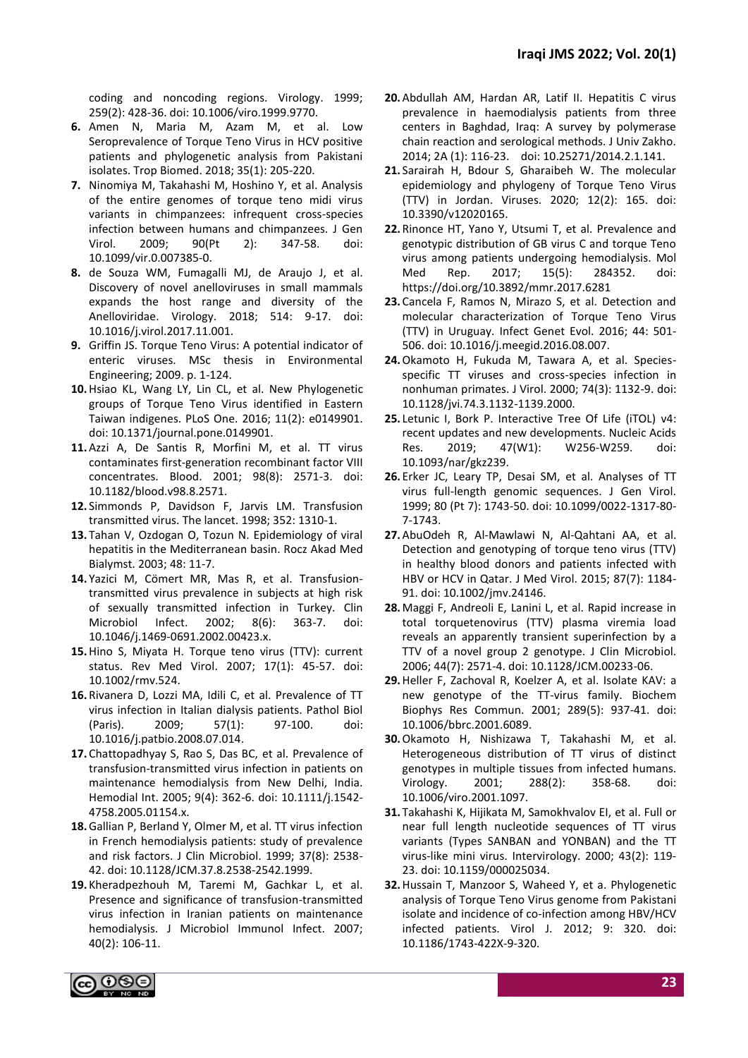coding and noncoding regions. Virology. 1999; 259(2): 428-36. doi: 10.1006/viro.1999.9770.

6. Amen N, Maria M, Azam M, et al. Low Seroprevalence of Torque Teno Virus in HCV positive patients and phylogenetic analysis from Pakistani isolates. Trop Biomed. 2018; 35(1): 205-220.
7. Ninomiya M, Takahashi M, Hoshino Y, et al. Analysis of the entire genomes of torque teno midi virus variants in chimpanzees: infrequent cross-species infection between humans and chimpanzees. J Gen Virol. 2009; 90(Pt 2): 347-58. doi: 10.1099/vir.0.007385-0.
8. de Souza WM, Fumagalli MJ, de Araujo J, et al. Discovery of novel anelloviruses in small mammals expands the host range and diversity of the Anelloviridae. Virology. 2018; 514: 9-17. doi: 10.1016/j.virol.2017.11.001.
9. Griffin JS. Torque Teno Virus: A potential indicator of enteric viruses. MSc thesis in Environmental Engineering; 2009. p. 1-124.
10. Hsiao KL, Wang LY, Lin CL, et al. New Phylogenetic groups of Torque Teno Virus identified in Eastern Taiwan indigenes. PLoS One. 2016; 11(2): e0149901. doi: 10.1371/journal.pone.0149901.
11. Azzi A, De Santis R, Morfini M, et al. TT virus contaminates first-generation recombinant factor VIII concentrates. Blood. 2001; 98(8): 2571-3. doi: 10.1182/blood.v98.8.2571.
12. Simmonds P, Davidson F, Jarvis LM. Transfusion transmitted virus. The lancet. 1998; 352: 1310-1.
13. Tahan V, Ozdogan O, Tozun N. Epidemiology of viral hepatitis in the Mediterranean basin. Rocz Akad Med Bialymst. 2003; 48: 11-7.
14. Yazici M, Cömert MR, Mas R, et al. Transfusion-transmitted virus prevalence in subjects at high risk of sexually transmitted infection in Turkey. Clin Microbiol Infect. 2002; 8(6): 363-7. doi: 10.1046/j.1469-0691.2002.00423.x.
15. Hino S, Miyata H. Torque teno virus (TTV): current status. Rev Med Virol. 2007; 17(1): 45-57. doi: 10.1002/rmv.524.
16. Rivanera D, Lozzi MA, Idili C, et al. Prevalence of TT virus infection in Italian dialysis patients. Pathol Biol (Paris). 2009; 57(1): 97-100. doi: 10.1016/j.patbio.2008.07.014.
17. Chattopadhyay S, Rao S, Das BC, et al. Prevalence of transfusion-transmitted virus infection in patients on maintenance hemodialysis from New Delhi, India. Hemodial Int. 2005; 9(4): 362-6. doi: 10.1111/j.1542-4758.2005.01154.x.
18. Gallian P, Berland Y, Olmer M, et al. TT virus infection in French hemodialysis patients: study of prevalence and risk factors. J Clin Microbiol. 1999; 37(8): 2538-42. doi: 10.1128/JCM.37.8.2538-2542.1999.
19. Kheradpezhouh M, Taremi M, Gachkar L, et al. Presence and significance of transfusion-transmitted virus infection in Iranian patients on maintenance hemodialysis. J Microbiol Immunol Infect. 2007; 40(2): 106-11.
20. Abdullah AM, Hardan AR, Latif II. Hepatitis C virus prevalence in haemodialysis patients from three centers in Baghdad, Iraq: A survey by polymerase chain reaction and serological methods. J Univ Zakho. 2014; 2A (1): 116-23. doi: 10.25271/2014.2.1.141.
21. Sarairah H, Bdour S, Gharaibeh W. The molecular epidemiology and phylogeny of Torque Teno Virus (TTV) in Jordan. Viruses. 2020; 12(2): 165. doi: 10.3390/v12020165.
22. Rinonce HT, Yano Y, Utsumi T, et al. Prevalence and genotypic distribution of GB virus C and torque Teno virus among patients undergoing hemodialysis. Mol Med Rep. 2017; 15(5): 284352. doi: https://doi.org/10.3892/mmr.2017.6281
23. Cancela F, Ramos N, Mirazo S, et al. Detection and molecular characterization of Torque Teno Virus (TTV) in Uruguay. Infect Genet Evol. 2016; 44: 501-506. doi: 10.1016/j.meegid.2016.08.007.
24. Okamoto H, Fukuda M, Tawara A, et al. Species-specific TT viruses and cross-species infection in nonhuman primates. J Virol. 2000; 74(3): 1132-9. doi: 10.1128/jvi.74.3.1132-1139.2000.
25. Letunic I, Bork P. Interactive Tree Of Life (iTOL) v4: recent updates and new developments. Nucleic Acids Res. 2019; 47(W1): W256-W259. doi: 10.1093/nar/gkz239.
26. Erker JC, Leary TP, Desai SM, et al. Analyses of TT virus full-length genomic sequences. J Gen Virol. 1999; 80 (Pt 7): 1743-50. doi: 10.1099/0022-1317-80-7-1743.
27. AbuOdeh R, Al-Mawlawi N, Al-Qahtani AA, et al. Detection and genotyping of torque teno virus (TTV) in healthy blood donors and patients infected with HBV or HCV in Qatar. J Med Virol. 2015; 87(7): 1184-91. doi: 10.1002/jmv.24146.
28. Maggi F, Andreoli E, Lanini L, et al. Rapid increase in total torquetenovirus (TTV) plasma viremia load reveals an apparently transient superinfection by a TTV of a novel group 2 genotype. J Clin Microbiol. 2006; 44(7): 2571-4. doi: 10.1128/JCM.00233-06.
29. Heller F, Zachoval R, Koelzer A, et al. Isolate KAV: a new genotype of the TT-virus family. Biochem Biophys Res Commun. 2001; 289(5): 937-41. doi: 10.1006/bbrc.2001.6089.
30. Okamoto H, Nishizawa T, Takahashi M, et al. Heterogeneous distribution of TT virus of distinct genotypes in multiple tissues from infected humans. Virology. 2001; 288(2): 358-68. doi: 10.1006/viro.2001.1097.
31. Takahashi K, Hijikata M, Samokhvalov EI, et al. Full or near full length nucleotide sequences of TT virus variants (Types SANBAN and YONBAN) and the TT virus-like mini virus. Intervirology. 2000; 43(2): 119-23. doi: 10.1159/000025034.
32. Hussain T, Manzoor S, Waheed Y, et a. Phylogenetic analysis of Torque Teno Virus genome from Pakistani isolate and incidence of co-infection among HBV/HCV infected patients. Virol J. 2012; 9: 320. doi: 10.1186/1743-422X-9-320.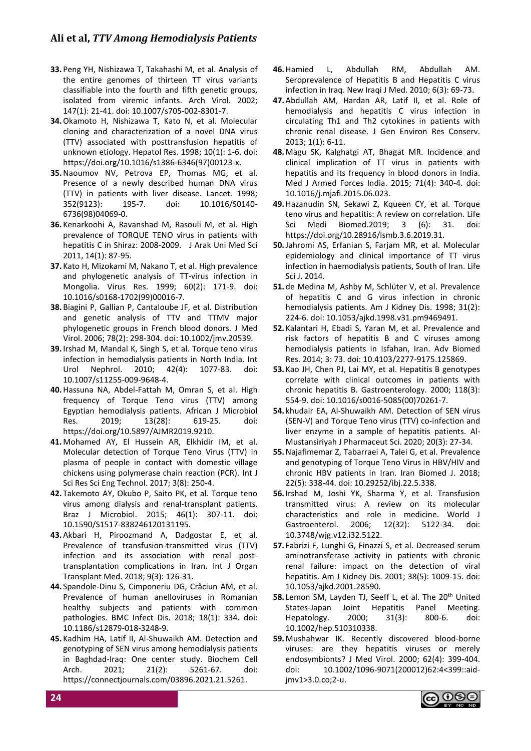33. Peng YH, Nishizawa T, Takahashi M, et al. Analysis of the entire genomes of thirteen TT virus variants classifiable into the fourth and fifth genetic groups, isolated from viremic infants. Arch Virol. 2002; 147(1): 21-41. doi: 10.1007/s705-002-8301-7.

34. Okamoto H, Nishizawa T, Kato N, et al. Molecular cloning and characterization of a novel DNA virus (TTV) associated with posttransfusion hepatitis of unknown etiology. Hepatol Res. 1998; 10(1): 1-6. doi: https://doi.org/10.1016/s1386-6346(97)00123-x.

35. Naoumov NV, Petrova EP, Thomas MG, et al. Presence of a newly described human DNA virus (TTV) in patients with liver disease. Lancet. 1998; 352(9123): 195-7. doi: 10.1016/S0140-6736(98)04069-0.

36. Kenarkoohi A, Ravanshad M, Rasouli M, et al. High prevalence of TORQUE TENO virus in patients with hepatitis C in Shiraz: 2008-2009. J Arak Uni Med Sci 2011, 14(1): 87-95.

37. Kato H, Mizokami M, Nakano T, et al. High prevalence and phylogenetic analysis of TT-virus infection in Mongolia. Virus Res. 1999; 60(2): 171-9. doi: 10.1016/s0168-1702(99)00016-7.

38. Biagini P, Gallian P, Cantaloube JF, et al. Distribution and genetic analysis of TTV and TTMV major phylogenetic groups in French blood donors. J Med Virol. 2006; 78(2): 298-304. doi: 10.1002/jmv.20539.

39. Irshad M, Mandal K, Singh S, et al. Torque teno virus infection in hemodialysis patients in North India. Int Urol Nephrol. 2010; 42(4): 1077-83. doi: 10.1007/s11255-009-9648-4.

40. Hassuna NA, Abdel-Fattah M, Omran S, et al. High frequency of Torque Teno virus (TTV) among Egyptian hemodialysis patients. African J Microbiol Res. 2019; 13(28): 619-25. doi: https://doi.org/10.5897/AJMR2019.9210.

41. Mohamed AY, El Hussein AR, Elkhidir IM, et al. Molecular detection of Torque Teno Virus (TTV) in plasma of people in contact with domestic village chickens using polymerase chain reaction (PCR). Int J Sci Res Sci Eng Technol. 2017; 3(8): 250-4.

42. Takemoto AY, Okubo P, Saito PK, et al. Torque teno virus among dialysis and renal-transplant patients. Braz J Microbiol. 2015; 46(1): 307-11. doi: 10.1590/S1517-838246120131195.

43. Akbari H, Piroozmand A, Dadgostar E, et al. Prevalence of transfusion-transmitted virus (TTV) infection and its association with renal post-transplantation complications in Iran. Int J Organ Transplant Med. 2018; 9(3): 126-31.

44. Spandole-Dinu S, Cimponeriu DG, Crăciun AM, et al. Prevalence of human anelloviruses in Romanian healthy subjects and patients with common pathologies. BMC Infect Dis. 2018; 18(1): 334. doi: 10.1186/s12879-018-3248-9.

45. Kadhim HA, Latif II, Al-Shuwaikh AM. Detection and genotyping of SEN virus among hemodialysis patients in Baghdad-Iraq: One center study. Biochem Cell Arch. 2021; 21(2): 5261-67. doi: https://connectjournals.com/03896.2021.21.5261.

46. Hamied L, Abdullah RM, Abdullah AM. Seroprevalence of Hepatitis B and Hepatitis C virus infection in Iraq. New Iraqi J Med. 2010; 6(3): 69-73.

47. Abdullah AM, Hardan AR, Latif II, et al. Role of hemodialysis and hepatitis C virus infection in circulating Th1 and Th2 cytokines in patients with chronic renal disease. J Gen Environ Res Conserv. 2013; 1(1): 6-11.

48. Magu SK, Kalghatgi AT, Bhagat MR. Incidence and clinical implication of TT virus in patients with hepatitis and its frequency in blood donors in India. Med J Armed Forces India. 2015; 71(4): 340-4. doi: 10.1016/j.mjafi.2015.06.023.

49. Hazanudin SN, Sekawi Z, Kqueen CY, et al. Torque teno virus and hepatitis: A review on correlation. Life Sci Medi Biomed.2019; 3 (6): 31. doi: https://doi.org/10.28916/lsmb.3.6.2019.31.

50. Jahromi AS, Erfanian S, Farjam MR, et al. Molecular epidemiology and clinical importance of TT virus infection in haemodialysis patients, South of Iran. Life Sci J. 2014.

51. de Medina M, Ashby M, Schlüter V, et al. Prevalence of hepatitis C and G virus infection in chronic hemodialysis patients. Am J Kidney Dis. 1998; 31(2): 224-6. doi: 10.1053/ajkd.1998.v31.pm9469491.

52. Kalantari H, Ebadi S, Yaran M, et al. Prevalence and risk factors of hepatitis B and C viruses among hemodialysis patients in Isfahan, Iran. Adv Biomed Res. 2014; 3: 73. doi: 10.4103/2277-9175.125869.

53. Kao JH, Chen PJ, Lai MY, et al. Hepatitis B genotypes correlate with clinical outcomes in patients with chronic hepatitis B. Gastroenterology. 2000; 118(3): 554-9. doi: 10.1016/s0016-5085(00)70261-7.

54. khudair EA, Al-Shuwaikh AM. Detection of SEN virus (SEN-V) and Torque Teno virus (TTV) co-infection and liver enzyme in a sample of hepatitis patients. Al-Mustansiriyah J Pharmaceut Sci. 2020; 20(3): 27-34.

55. Najafimemar Z, Tabarraei A, Talei G, et al. Prevalence and genotyping of Torque Teno Virus in HBV/HIV and chronic HBV patients in Iran. Iran Biomed J. 2018; 22(5): 338-44. doi: 10.29252/ibj.22.5.338.

56. Irshad M, Joshi YK, Sharma Y, et al. Transfusion transmitted virus: A review on its molecular characteristics and role in medicine. World J Gastroenterol. 2006; 12(32): 5122-34. doi: 10.3748/wjg.v12.i32.5122.

57. Fabrizi F, Lunghi G, Finazzi S, et al. Decreased serum aminotransferase activity in patients with chronic renal failure: impact on the detection of viral hepatitis. Am J Kidney Dis. 2001; 38(5): 1009-15. doi: 10.1053/ajkd.2001.28590.

58. Lemon SM, Layden TJ, Seeff L, et al. The 20th United States-Japan Joint Hepatitis Panel Meeting. Hepatology. 2000; 31(3): 800-6. doi: 10.1002/hep.510310338.

59. Mushahwar IK. Recently discovered blood-borne viruses: are they hepatitis viruses or merely endosymbionts? J Med Virol. 2000; 62(4): 399-404. doi: 10.1002/1096-9071(200012)62:4<399::aid-jmv1>3.0.co;2-u.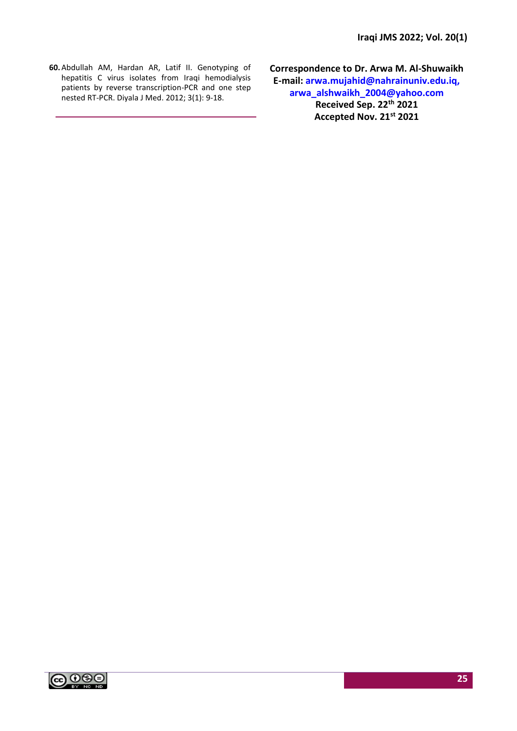60. Abdullah AM, Hardan AR, Latif II. Genotyping of hepatitis C virus isolates from Iraqi hemodialysis patients by reverse transcription-PCR and one step nested RT-PCR. Diyala J Med. 2012; 3(1): 9-18.

---

**Correspondence to Dr. Arwa M. Al-Shuwaikh**
**E-mail: arwa.mujahid@nahrainuniv.edu.iq, arwa_alshwaikh_2004@yahoo.com**
**Received Sep. 22nd 2021**
**Accepted Nov. 21st 2021**